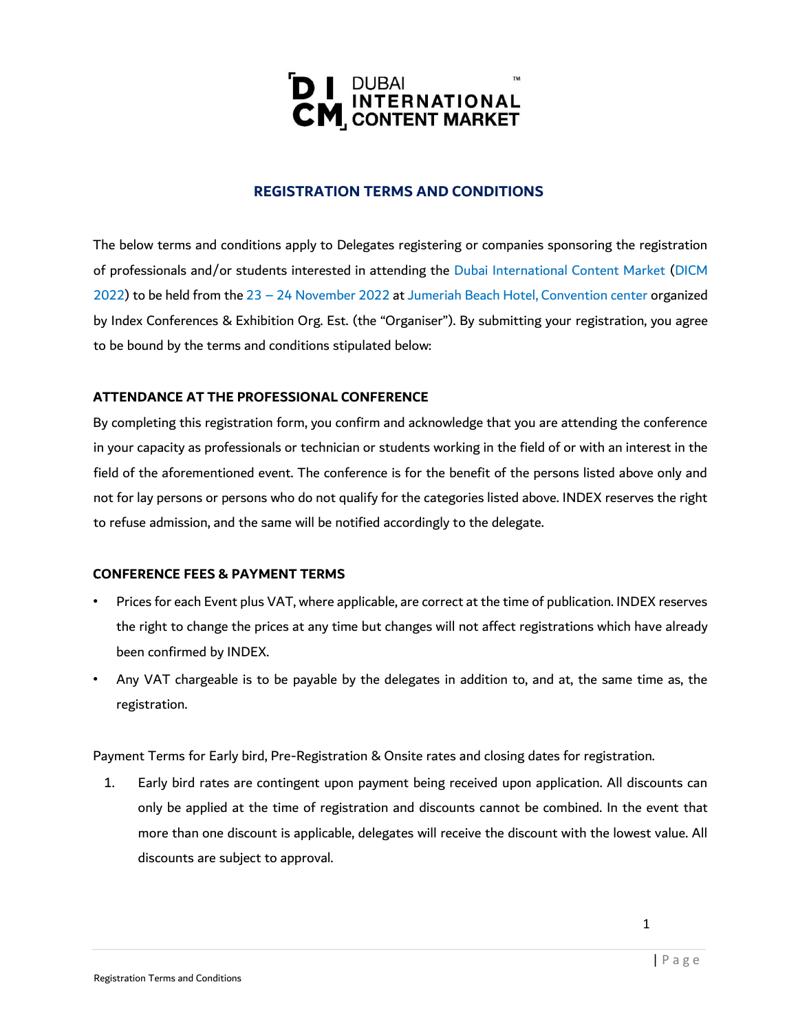DUBAI INTERNATIONAL CONTENT MARKET™

## REGISTRATION TERMS AND CONDITIONS

The below terms and conditions apply to Delegates registering or companies sponsoring the registration of professionals and/or students interested in attending the Dubai International Content Market (DICM 2022) to be held from the 23 – 24 November 2022 at Jumeriah Beach Hotel, Convention center organized by Index Conferences & Exhibition Org. Est. (the "Organiser"). By submitting your registration, you agree to be bound by the terms and conditions stipulated below:

### ATTENDANCE AT THE PROFESSIONAL CONFERENCE

By completing this registration form, you confirm and acknowledge that you are attending the conference in your capacity as professionals or technician or students working in the field of or with an interest in the field of the aforementioned event. The conference is for the benefit of the persons listed above only and not for lay persons or persons who do not qualify for the categories listed above. INDEX reserves the right to refuse admission, and the same will be notified accordingly to the delegate.

### CONFERENCE FEES & PAYMENT TERMS

- Prices for each Event plus VAT, where applicable, are correct at the time of publication. INDEX reserves the right to change the prices at any time but changes will not affect registrations which have already been confirmed by INDEX.
- Any VAT chargeable is to be payable by the delegates in addition to, and at, the same time as, the registration.

Payment Terms for Early bird, Pre-Registration & Onsite rates and closing dates for registration.

1. Early bird rates are contingent upon payment being received upon application. All discounts can only be applied at the time of registration and discounts cannot be combined. In the event that more than one discount is applicable, delegates will receive the discount with the lowest value. All discounts are subject to approval.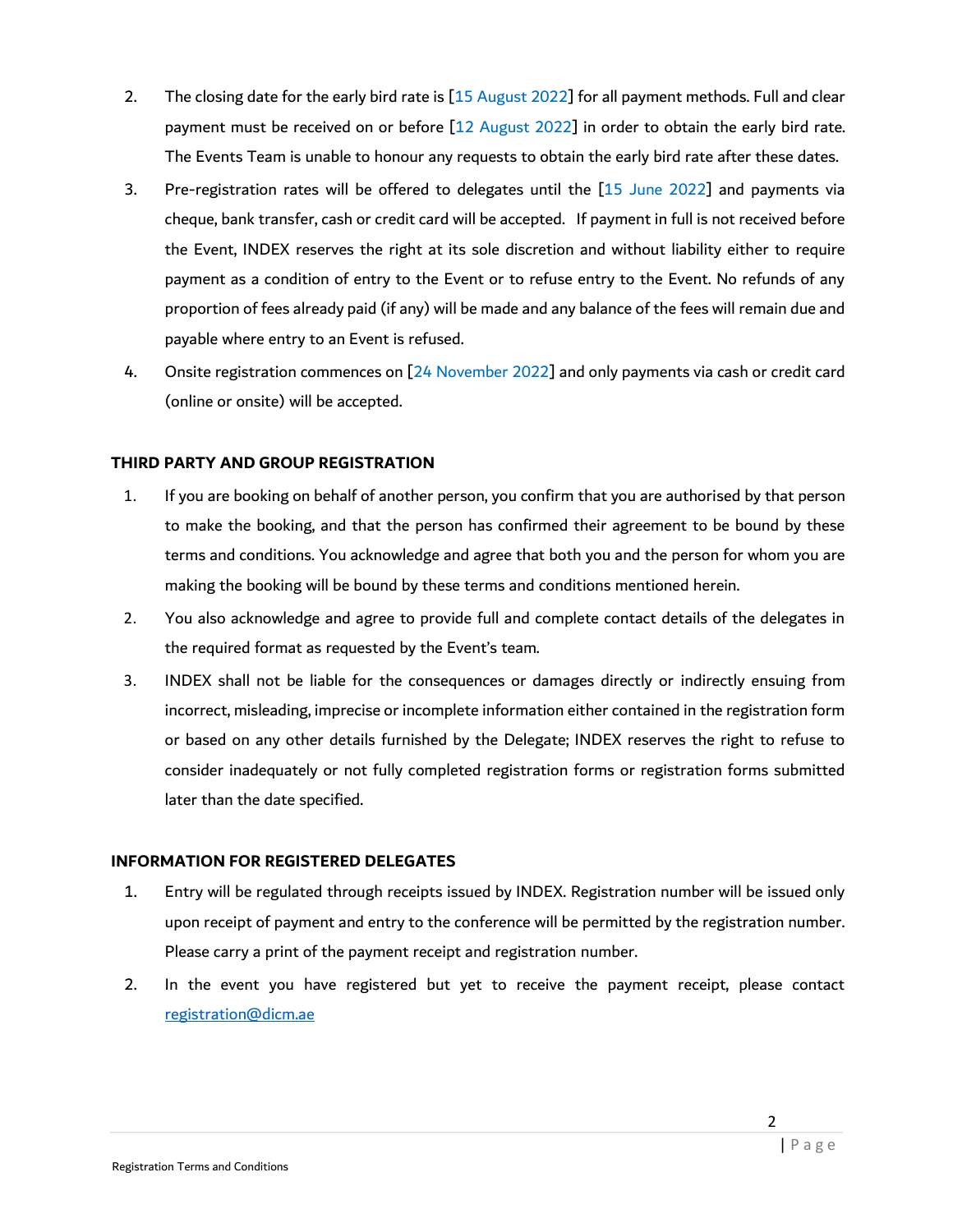2. The closing date for the early bird rate is [15 August 2022] for all payment methods. Full and clear payment must be received on or before [12 August 2022] in order to obtain the early bird rate. The Events Team is unable to honour any requests to obtain the early bird rate after these dates.
3. Pre-registration rates will be offered to delegates until the [15 June 2022] and payments via cheque, bank transfer, cash or credit card will be accepted. If payment in full is not received before the Event, INDEX reserves the right at its sole discretion and without liability either to require payment as a condition of entry to the Event or to refuse entry to the Event. No refunds of any proportion of fees already paid (if any) will be made and any balance of the fees will remain due and payable where entry to an Event is refused.
4. Onsite registration commences on [24 November 2022] and only payments via cash or credit card (online or onsite) will be accepted.

**THIRD PARTY AND GROUP REGISTRATION**

1. If you are booking on behalf of another person, you confirm that you are authorised by that person to make the booking, and that the person has confirmed their agreement to be bound by these terms and conditions. You acknowledge and agree that both you and the person for whom you are making the booking will be bound by these terms and conditions mentioned herein.
2. You also acknowledge and agree to provide full and complete contact details of the delegates in the required format as requested by the Event's team.
3. INDEX shall not be liable for the consequences or damages directly or indirectly ensuing from incorrect, misleading, imprecise or incomplete information either contained in the registration form or based on any other details furnished by the Delegate; INDEX reserves the right to refuse to consider inadequately or not fully completed registration forms or registration forms submitted later than the date specified.

**INFORMATION FOR REGISTERED DELEGATES**

1. Entry will be regulated through receipts issued by INDEX. Registration number will be issued only upon receipt of payment and entry to the conference will be permitted by the registration number. Please carry a print of the payment receipt and registration number.
2. In the event you have registered but yet to receive the payment receipt, please contact registration@dicm.ae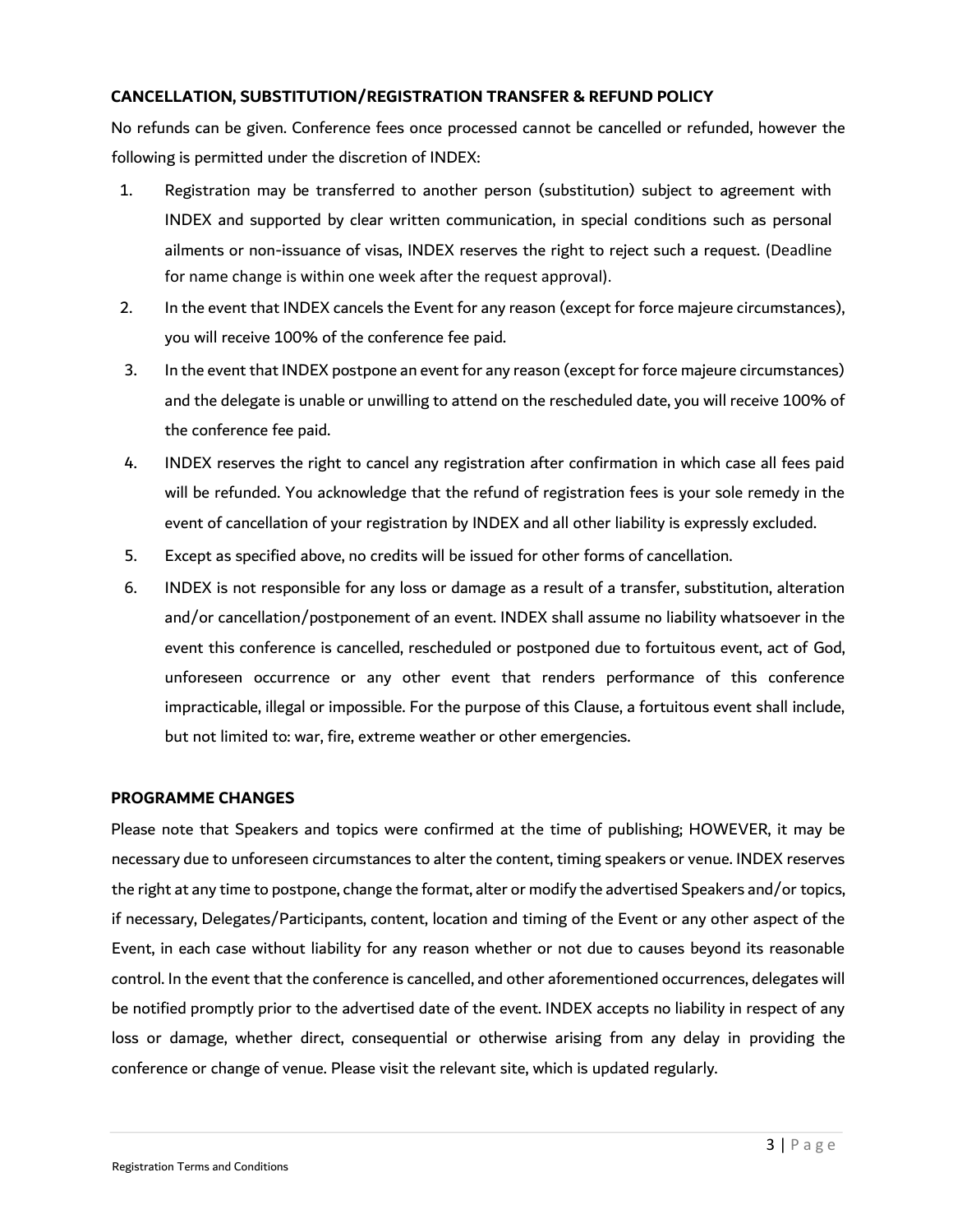**CANCELLATION, SUBSTITUTION/REGISTRATION TRANSFER & REFUND POLICY**

No refunds can be given. Conference fees once processed cannot be cancelled or refunded, however the following is permitted under the discretion of INDEX:

1. Registration may be transferred to another person (substitution) subject to agreement with INDEX and supported by clear written communication, in special conditions such as personal ailments or non-issuance of visas, INDEX reserves the right to reject such a request. (Deadline for name change is within one week after the request approval).
2. In the event that INDEX cancels the Event for any reason (except for force majeure circumstances), you will receive 100% of the conference fee paid.
3. In the event that INDEX postpone an event for any reason (except for force majeure circumstances) and the delegate is unable or unwilling to attend on the rescheduled date, you will receive 100% of the conference fee paid.
4. INDEX reserves the right to cancel any registration after confirmation in which case all fees paid will be refunded. You acknowledge that the refund of registration fees is your sole remedy in the event of cancellation of your registration by INDEX and all other liability is expressly excluded.
5. Except as specified above, no credits will be issued for other forms of cancellation.
6. INDEX is not responsible for any loss or damage as a result of a transfer, substitution, alteration and/or cancellation/postponement of an event. INDEX shall assume no liability whatsoever in the event this conference is cancelled, rescheduled or postponed due to fortuitous event, act of God, unforeseen occurrence or any other event that renders performance of this conference impracticable, illegal or impossible. For the purpose of this Clause, a fortuitous event shall include, but not limited to: war, fire, extreme weather or other emergencies.

**PROGRAMME CHANGES**

Please note that Speakers and topics were confirmed at the time of publishing; HOWEVER, it may be necessary due to unforeseen circumstances to alter the content, timing speakers or venue. INDEX reserves the right at any time to postpone, change the format, alter or modify the advertised Speakers and/or topics, if necessary, Delegates/Participants, content, location and timing of the Event or any other aspect of the Event, in each case without liability for any reason whether or not due to causes beyond its reasonable control. In the event that the conference is cancelled, and other aforementioned occurrences, delegates will be notified promptly prior to the advertised date of the event. INDEX accepts no liability in respect of any loss or damage, whether direct, consequential or otherwise arising from any delay in providing the conference or change of venue. Please visit the relevant site, which is updated regularly.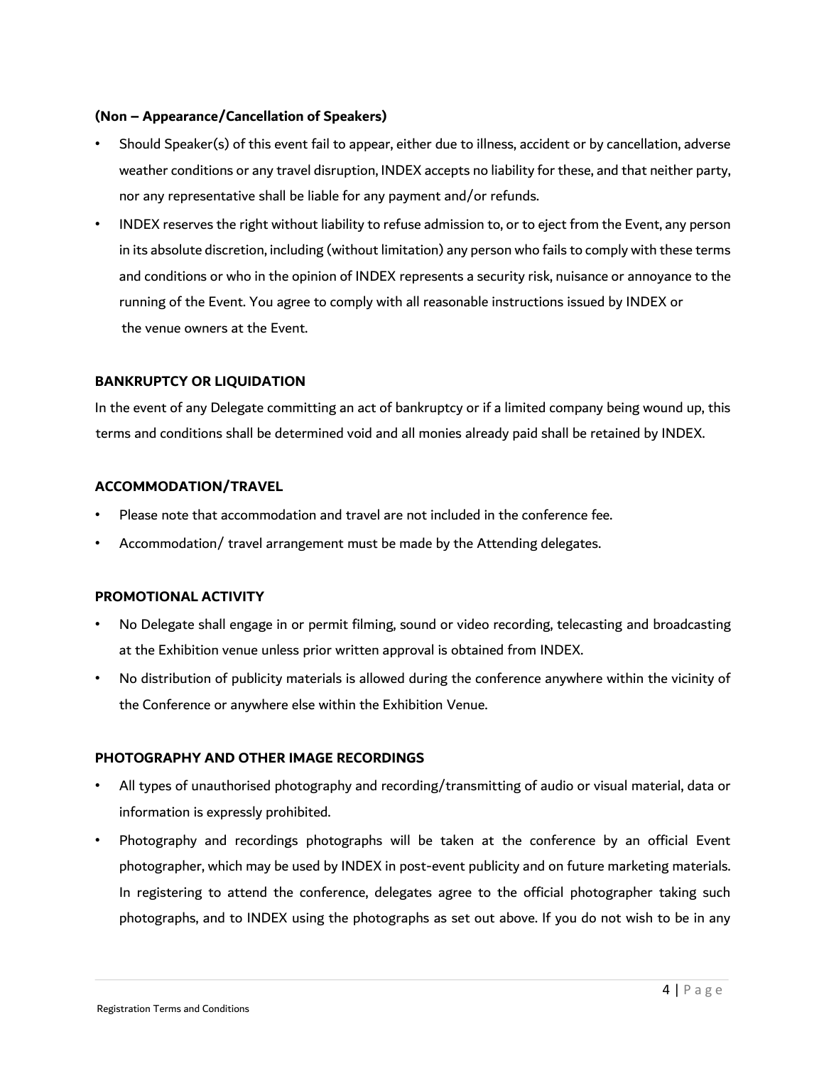**(Non – Appearance/Cancellation of Speakers)**

- Should Speaker(s) of this event fail to appear, either due to illness, accident or by cancellation, adverse weather conditions or any travel disruption, INDEX accepts no liability for these, and that neither party, nor any representative shall be liable for any payment and/or refunds.
- INDEX reserves the right without liability to refuse admission to, or to eject from the Event, any person in its absolute discretion, including (without limitation) any person who fails to comply with these terms and conditions or who in the opinion of INDEX represents a security risk, nuisance or annoyance to the running of the Event. You agree to comply with all reasonable instructions issued by INDEX or the venue owners at the Event.

**BANKRUPTCY OR LIQUIDATION**

In the event of any Delegate committing an act of bankruptcy or if a limited company being wound up, this terms and conditions shall be determined void and all monies already paid shall be retained by INDEX.

**ACCOMMODATION/TRAVEL**

- Please note that accommodation and travel are not included in the conference fee.
- Accommodation/ travel arrangement must be made by the Attending delegates.

**PROMOTIONAL ACTIVITY**

- No Delegate shall engage in or permit filming, sound or video recording, telecasting and broadcasting at the Exhibition venue unless prior written approval is obtained from INDEX.
- No distribution of publicity materials is allowed during the conference anywhere within the vicinity of the Conference or anywhere else within the Exhibition Venue.

**PHOTOGRAPHY AND OTHER IMAGE RECORDINGS**

- All types of unauthorised photography and recording/transmitting of audio or visual material, data or information is expressly prohibited.
- Photography and recordings photographs will be taken at the conference by an official Event photographer, which may be used by INDEX in post-event publicity and on future marketing materials. In registering to attend the conference, delegates agree to the official photographer taking such photographs, and to INDEX using the photographs as set out above. If you do not wish to be in any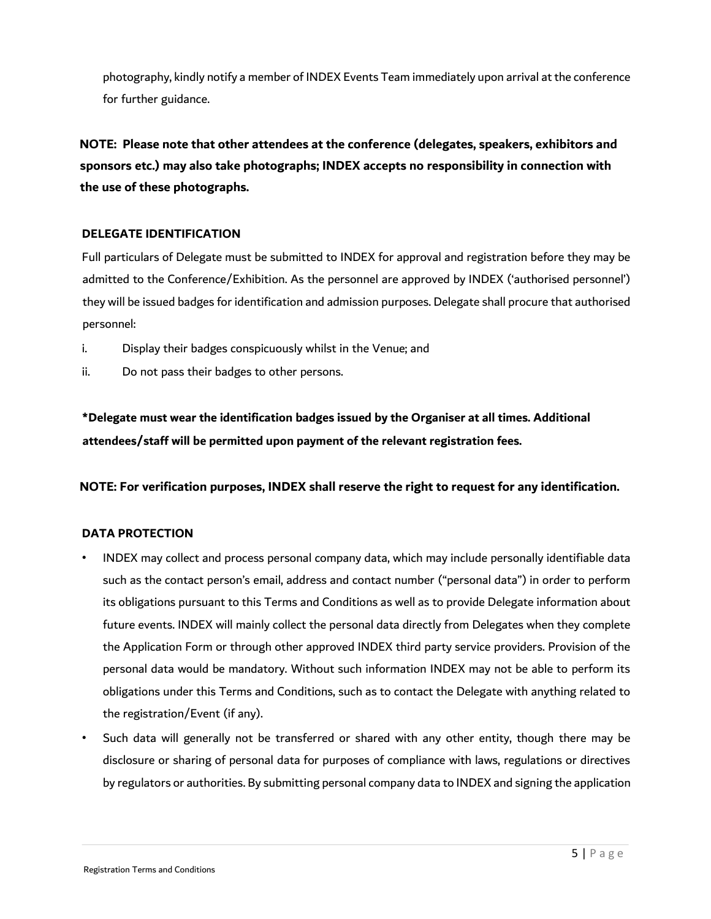photography, kindly notify a member of INDEX Events Team immediately upon arrival at the conference for further guidance.

**NOTE: Please note that other attendees at the conference (delegates, speakers, exhibitors and sponsors etc.) may also take photographs; INDEX accepts no responsibility in connection with the use of these photographs.**

**DELEGATE IDENTIFICATION**

Full particulars of Delegate must be submitted to INDEX for approval and registration before they may be admitted to the Conference/Exhibition. As the personnel are approved by INDEX ('authorised personnel') they will be issued badges for identification and admission purposes. Delegate shall procure that authorised personnel:

i. Display their badges conspicuously whilst in the Venue; and

ii. Do not pass their badges to other persons.

**\*Delegate must wear the identification badges issued by the Organiser at all times. Additional attendees/staff will be permitted upon payment of the relevant registration fees.**

**NOTE: For verification purposes, INDEX shall reserve the right to request for any identification.**

**DATA PROTECTION**

- INDEX may collect and process personal company data, which may include personally identifiable data such as the contact person's email, address and contact number ("personal data") in order to perform its obligations pursuant to this Terms and Conditions as well as to provide Delegate information about future events. INDEX will mainly collect the personal data directly from Delegates when they complete the Application Form or through other approved INDEX third party service providers. Provision of the personal data would be mandatory. Without such information INDEX may not be able to perform its obligations under this Terms and Conditions, such as to contact the Delegate with anything related to the registration/Event (if any).
- Such data will generally not be transferred or shared with any other entity, though there may be disclosure or sharing of personal data for purposes of compliance with laws, regulations or directives by regulators or authorities. By submitting personal company data to INDEX and signing the application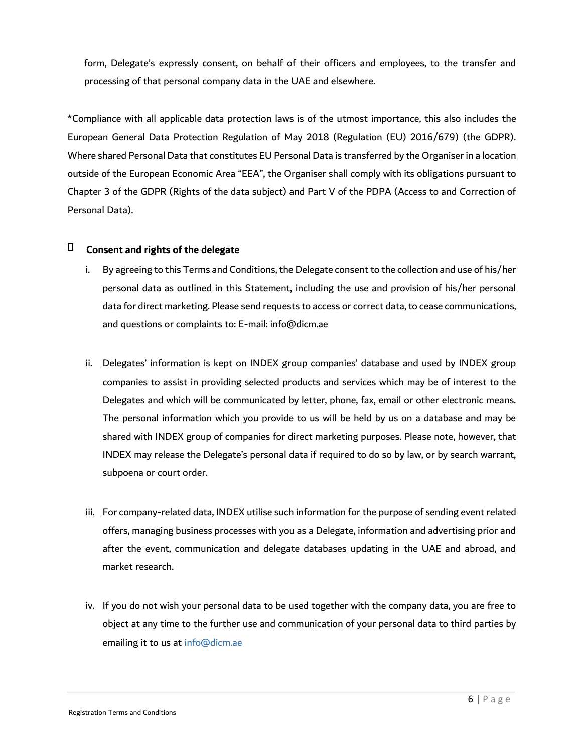form, Delegate's expressly consent, on behalf of their officers and employees, to the transfer and processing of that personal company data in the UAE and elsewhere.

*Compliance with all applicable data protection laws is of the utmost importance, this also includes the European General Data Protection Regulation of May 2018 (Regulation (EU) 2016/679) (the GDPR). Where shared Personal Data that constitutes EU Personal Data is transferred by the Organiser in a location outside of the European Economic Area "EEA", the Organiser shall comply with its obligations pursuant to Chapter 3 of the GDPR (Rights of the data subject) and Part V of the PDPA (Access to and Correction of Personal Data).

- **Consent and rights of the delegate**

  i. By agreeing to this Terms and Conditions, the Delegate consent to the collection and use of his/her personal data as outlined in this Statement, including the use and provision of his/her personal data for direct marketing. Please send requests to access or correct data, to cease communications, and questions or complaints to: E-mail: info@dicm.ae

  ii. Delegates' information is kept on INDEX group companies' database and used by INDEX group companies to assist in providing selected products and services which may be of interest to the Delegates and which will be communicated by letter, phone, fax, email or other electronic means. The personal information which you provide to us will be held by us on a database and may be shared with INDEX group of companies for direct marketing purposes. Please note, however, that INDEX may release the Delegate's personal data if required to do so by law, or by search warrant, subpoena or court order.

  iii. For company-related data, INDEX utilise such information for the purpose of sending event related offers, managing business processes with you as a Delegate, information and advertising prior and after the event, communication and delegate databases updating in the UAE and abroad, and market research.

  iv. If you do not wish your personal data to be used together with the company data, you are free to object at any time to the further use and communication of your personal data to third parties by emailing it to us at info@dicm.ae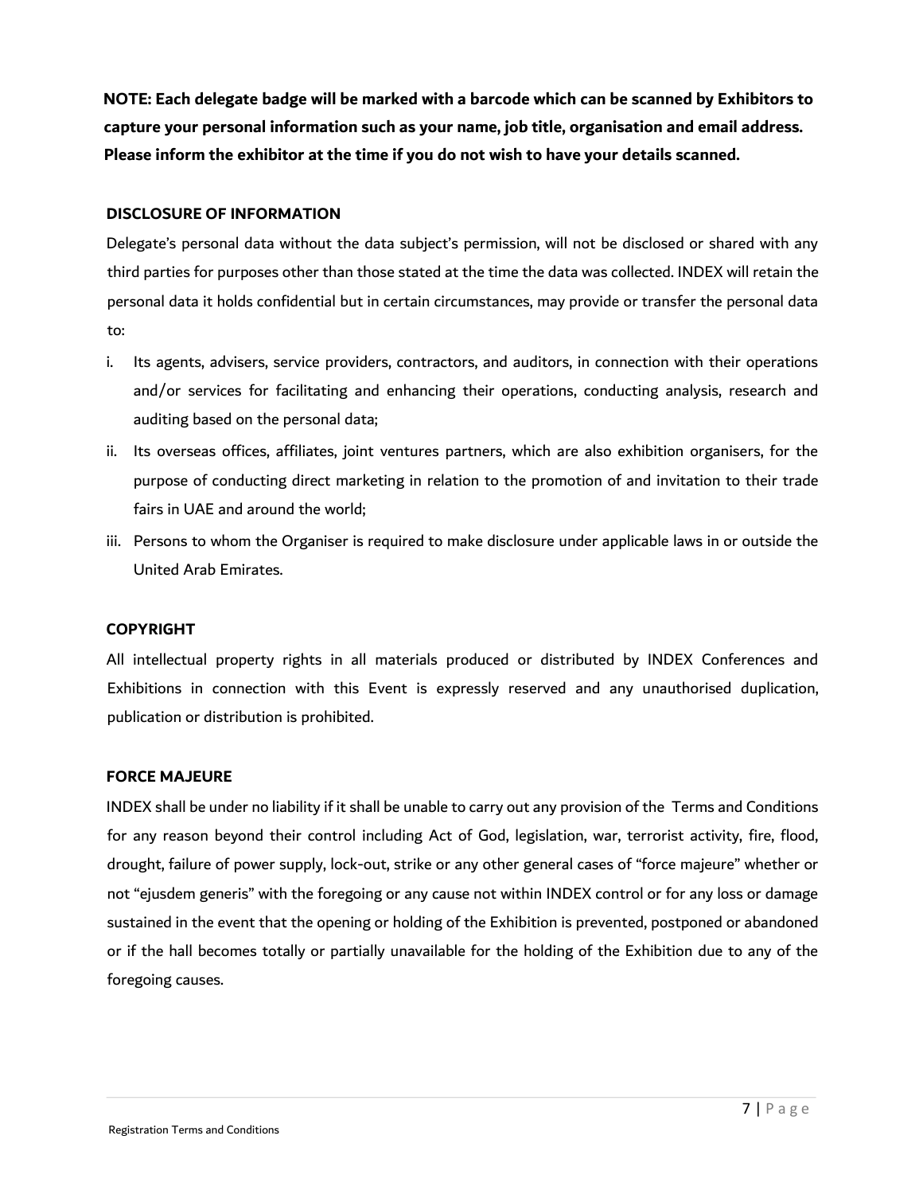**NOTE: Each delegate badge will be marked with a barcode which can be scanned by Exhibitors to capture your personal information such as your name, job title, organisation and email address. Please inform the exhibitor at the time if you do not wish to have your details scanned.**

## DISCLOSURE OF INFORMATION

Delegate's personal data without the data subject's permission, will not be disclosed or shared with any third parties for purposes other than those stated at the time the data was collected. INDEX will retain the personal data it holds confidential but in certain circumstances, may provide or transfer the personal data to:

i. Its agents, advisers, service providers, contractors, and auditors, in connection with their operations and/or services for facilitating and enhancing their operations, conducting analysis, research and auditing based on the personal data;

ii. Its overseas offices, affiliates, joint ventures partners, which are also exhibition organisers, for the purpose of conducting direct marketing in relation to the promotion of and invitation to their trade fairs in UAE and around the world;

iii. Persons to whom the Organiser is required to make disclosure under applicable laws in or outside the United Arab Emirates.

## COPYRIGHT

All intellectual property rights in all materials produced or distributed by INDEX Conferences and Exhibitions in connection with this Event is expressly reserved and any unauthorised duplication, publication or distribution is prohibited.

## FORCE MAJEURE

INDEX shall be under no liability if it shall be unable to carry out any provision of the Terms and Conditions for any reason beyond their control including Act of God, legislation, war, terrorist activity, fire, flood, drought, failure of power supply, lock-out, strike or any other general cases of "force majeure" whether or not "ejusdem generis" with the foregoing or any cause not within INDEX control or for any loss or damage sustained in the event that the opening or holding of the Exhibition is prevented, postponed or abandoned or if the hall becomes totally or partially unavailable for the holding of the Exhibition due to any of the foregoing causes.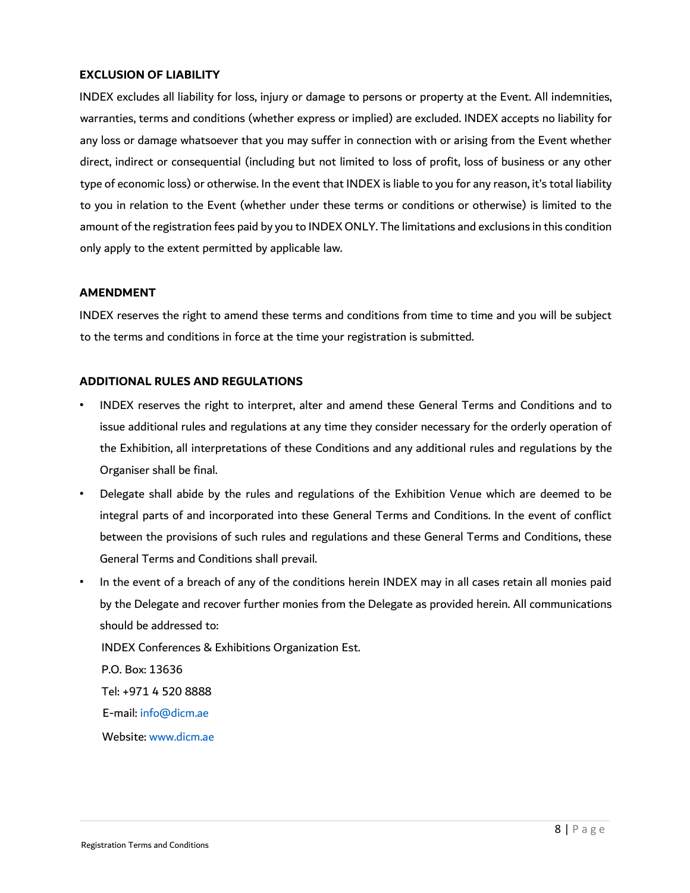## EXCLUSION OF LIABILITY

INDEX excludes all liability for loss, injury or damage to persons or property at the Event. All indemnities, warranties, terms and conditions (whether express or implied) are excluded. INDEX accepts no liability for any loss or damage whatsoever that you may suffer in connection with or arising from the Event whether direct, indirect or consequential (including but not limited to loss of profit, loss of business or any other type of economic loss) or otherwise. In the event that INDEX is liable to you for any reason, it's total liability to you in relation to the Event (whether under these terms or conditions or otherwise) is limited to the amount of the registration fees paid by you to INDEX ONLY. The limitations and exclusions in this condition only apply to the extent permitted by applicable law.

## AMENDMENT

INDEX reserves the right to amend these terms and conditions from time to time and you will be subject to the terms and conditions in force at the time your registration is submitted.

## ADDITIONAL RULES AND REGULATIONS

- INDEX reserves the right to interpret, alter and amend these General Terms and Conditions and to issue additional rules and regulations at any time they consider necessary for the orderly operation of the Exhibition, all interpretations of these Conditions and any additional rules and regulations by the Organiser shall be final.
- Delegate shall abide by the rules and regulations of the Exhibition Venue which are deemed to be integral parts of and incorporated into these General Terms and Conditions. In the event of conflict between the provisions of such rules and regulations and these General Terms and Conditions, these General Terms and Conditions shall prevail.
- In the event of a breach of any of the conditions herein INDEX may in all cases retain all monies paid by the Delegate and recover further monies from the Delegate as provided herein. All communications should be addressed to:

  INDEX Conferences & Exhibitions Organization Est.

  P.O. Box: 13636

  Tel: +971 4 520 8888

  E-mail: info@dicm.ae

  Website: www.dicm.ae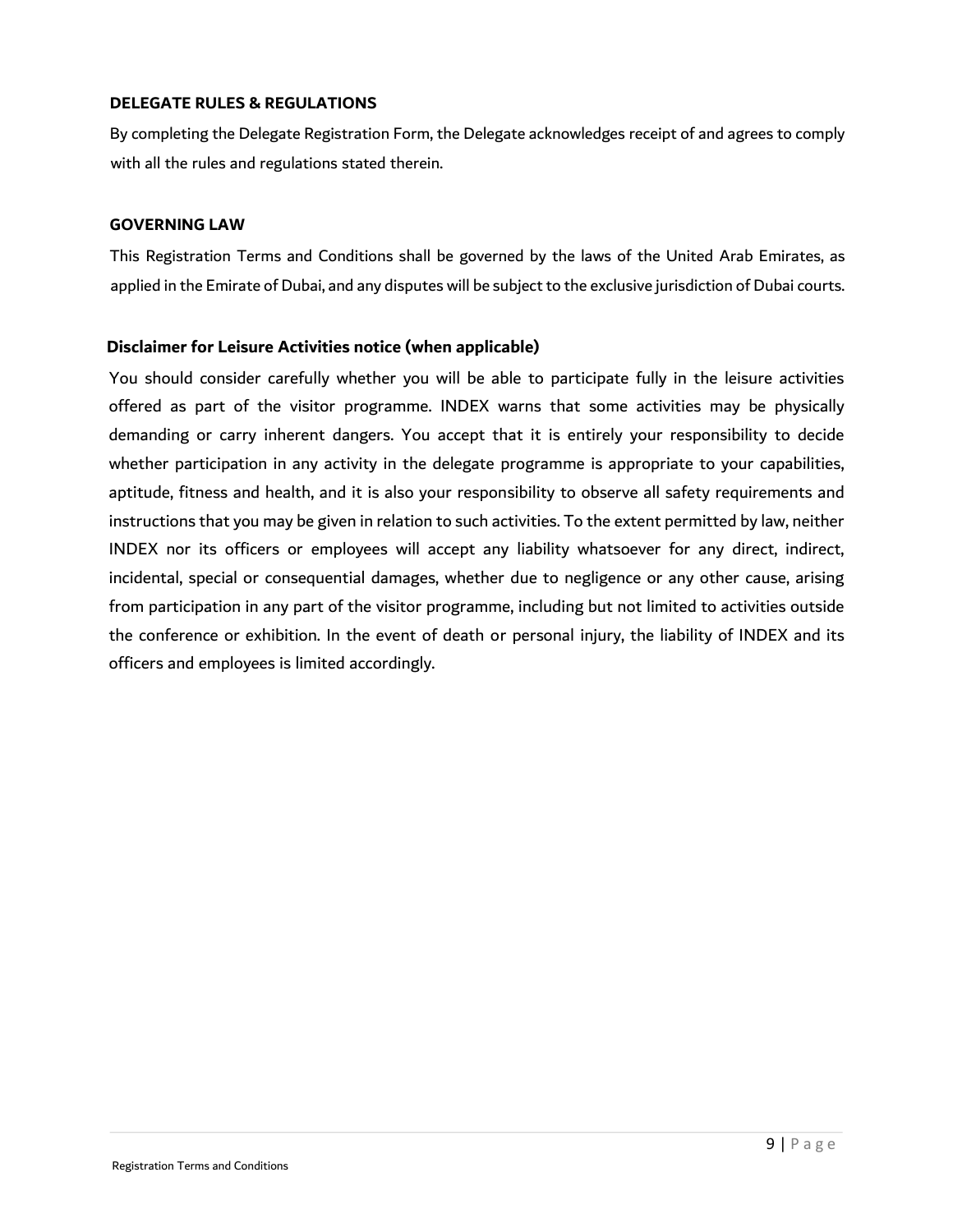### DELEGATE RULES & REGULATIONS

By completing the Delegate Registration Form, the Delegate acknowledges receipt of and agrees to comply with all the rules and regulations stated therein.

### GOVERNING LAW

This Registration Terms and Conditions shall be governed by the laws of the United Arab Emirates, as applied in the Emirate of Dubai, and any disputes will be subject to the exclusive jurisdiction of Dubai courts.

### Disclaimer for Leisure Activities notice (when applicable)

You should consider carefully whether you will be able to participate fully in the leisure activities offered as part of the visitor programme. INDEX warns that some activities may be physically demanding or carry inherent dangers. You accept that it is entirely your responsibility to decide whether participation in any activity in the delegate programme is appropriate to your capabilities, aptitude, fitness and health, and it is also your responsibility to observe all safety requirements and instructions that you may be given in relation to such activities. To the extent permitted by law, neither INDEX nor its officers or employees will accept any liability whatsoever for any direct, indirect, incidental, special or consequential damages, whether due to negligence or any other cause, arising from participation in any part of the visitor programme, including but not limited to activities outside the conference or exhibition. In the event of death or personal injury, the liability of INDEX and its officers and employees is limited accordingly.